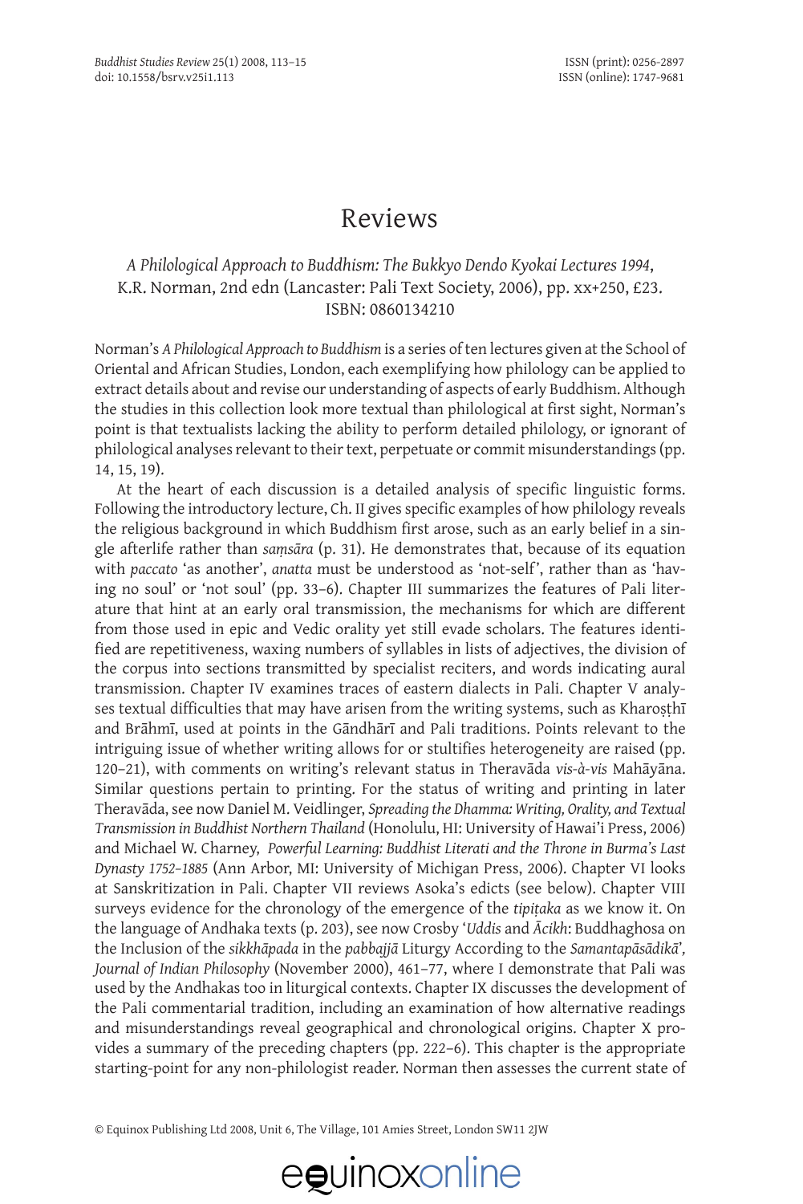# Reviews

*A Philological Approach to Buddhism: The Bukkyo Dendo Kyokai Lectures 1994*, K.R. Norman, 2nd edn (Lancaster: Pali Text Society, 2006), pp. xx+250, £23. ISBN: 0860134210

Norman's *A Philological Approach to Buddhism* is a series of ten lectures given at the School of Oriental and African Studies, London, each exemplifying how philology can be applied to extract details about and revise our understanding of aspects of early Buddhism. Although the studies in this collection look more textual than philological at first sight, Norman's point is that textualists lacking the ability to perform detailed philology, or ignorant of philological analyses relevant to their text, perpetuate or commit misunderstandings (pp. 14, 15, 19).

At the heart of each discussion is a detailed analysis of specific linguistic forms. Following the introductory lecture, Ch. II gives specific examples of how philology reveals the religious background in which Buddhism first arose, such as an early belief in a single afterlife rather than *saṃsāra* (p. 31). He demonstrates that, because of its equation with *paccato* 'as another', *anatta* must be understood as 'not-self', rather than as 'having no soul' or 'not soul' (pp. 33–6). Chapter III summarizes the features of Pali literature that hint at an early oral transmission, the mechanisms for which are different from those used in epic and Vedic orality yet still evade scholars. The features identified are repetitiveness, waxing numbers of syllables in lists of adjectives, the division of the corpus into sections transmitted by specialist reciters, and words indicating aural transmission. Chapter IV examines traces of eastern dialects in Pali. Chapter V analyses textual difficulties that may have arisen from the writing systems, such as Kharoṣṭhī and Brāhmī, used at points in the Gāndhārī and Pali traditions. Points relevant to the intriguing issue of whether writing allows for or stultifies heterogeneity are raised (pp. 120–21), with comments on writing's relevant status in Theravāda *vis-à-vis* Mahāyāna. Similar questions pertain to printing. For the status of writing and printing in later Theravāda, see now Daniel M. Veidlinger, *Spreading the Dhamma: Writing, Orality, and Textual Transmission in Buddhist Northern Thailand* (Honolulu, HI: University of Hawai'i Press, 2006) and Michael W. Charney, *Powerful Learning: Buddhist Literati and the Throne in Burma's Last Dynasty 1752–1885* (Ann Arbor, MI: University of Michigan Press, 2006). Chapter VI looks at Sanskritization in Pali. Chapter VII reviews Asoka's edicts (see below). Chapter VIII surveys evidence for the chronology of the emergence of the *tipiṭaka* as we know it. On the language of Andhaka texts (p. 203), see now Crosby '*Uddis* and *Ācikh*: Buddhaghosa on the Inclusion of the *sikkhāpada* in the *pabbajjā* Liturgy According to the *Samantapāsādikā*', *Journal of Indian Philosophy* (November 2000), 461–77, where I demonstrate that Pali was used by the Andhakas too in liturgical contexts. Chapter IX discusses the development of the Pali commentarial tradition, including an examination of how alternative readings and misunderstandings reveal geographical and chronological origins. Chapter X provides a summary of the preceding chapters (pp. 222–6). This chapter is the appropriate starting-point for any non-philologist reader. Norman then assesses the current state of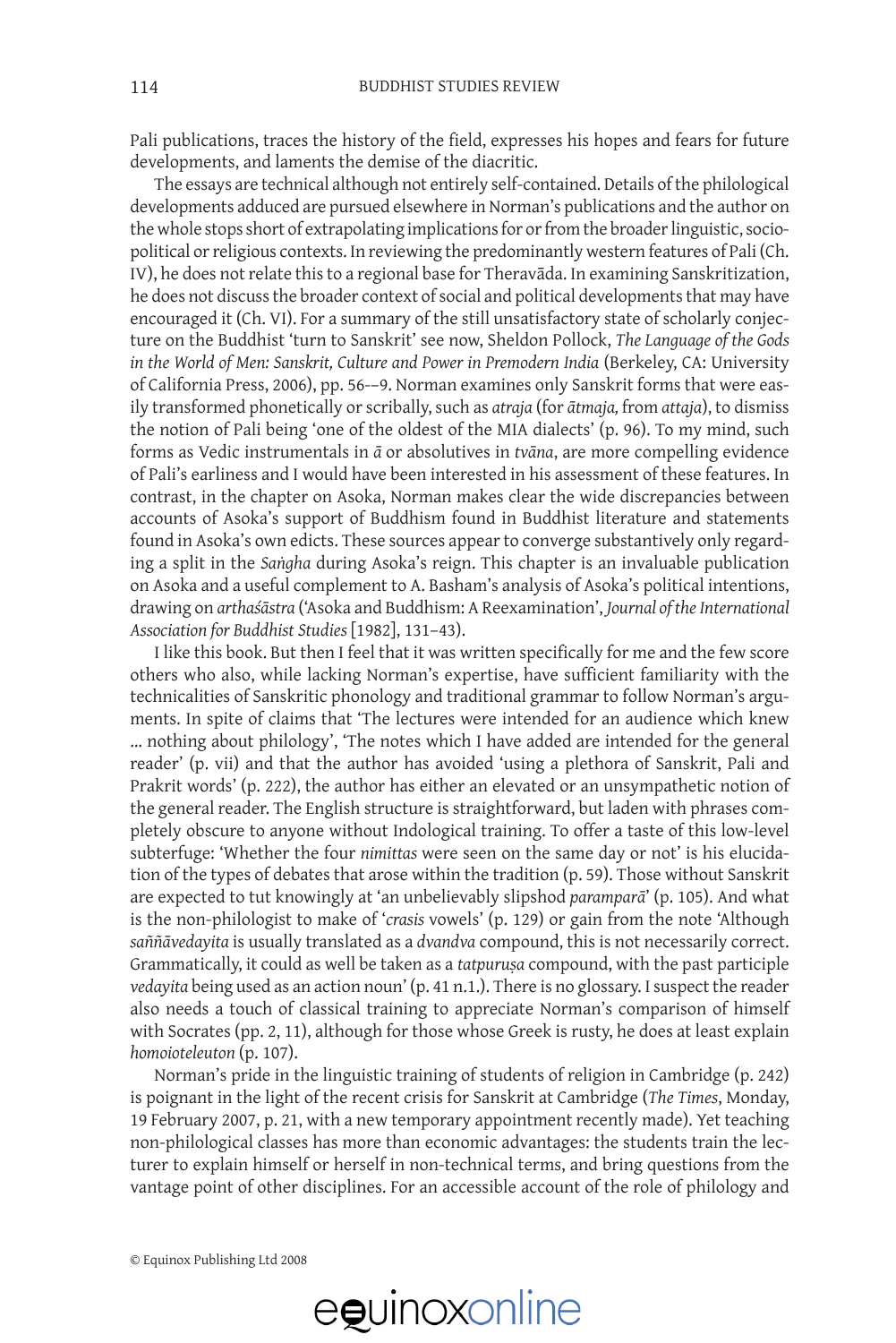Pali publications, traces the history of the field, expresses his hopes and fears for future developments, and laments the demise of the diacritic.

The essays are technical although not entirely self-contained. Details of the philological developments adduced are pursued elsewhere in Norman's publications and the author on the whole stops short of extrapolating implications for or from the broader linguistic, socio-political or religious contexts. In reviewing the predominantly western features of Pali (Ch. IV), he does not relate this to a regional base for Theravāda. In examining Sanskritization, he does not discuss the broader context of social and political developments that may have encouraged it (Ch. VI). For a summary of the still unsatisfactory state of scholarly conjecture on the Buddhist 'turn to Sanskrit' see now, Sheldon Pollock, *The Language of the Gods in the World of Men: Sanskrit, Culture and Power in Premodern India* (Berkeley, CA: University of California Press, 2006), pp. 56-–9. Norman examines only Sanskrit forms that were easily transformed phonetically or scribally, such as *atraja* (for *ātmaja,* from *attaja*), to dismiss the notion of Pali being 'one of the oldest of the MIA dialects' (p. 96). To my mind, such forms as Vedic instrumentals in *ā* or absolutives in *tvāna*, are more compelling evidence of Pali's earliness and I would have been interested in his assessment of these features. In contrast, in the chapter on Asoka, Norman makes clear the wide discrepancies between accounts of Asoka's support of Buddhism found in Buddhist literature and statements found in Asoka's own edicts. These sources appear to converge substantively only regarding a split in the *Saṅgha* during Asoka's reign. This chapter is an invaluable publication on Asoka and a useful complement to A. Basham's analysis of Asoka's political intentions, drawing on *arthaśāstra* ('Asoka and Buddhism: A Reexamination', *Journal of the International Association for Buddhist Studies* [1982], 131–43).

I like this book. But then I feel that it was written specifically for me and the few score others who also, while lacking Norman's expertise, have sufficient familiarity with the technicalities of Sanskritic phonology and traditional grammar to follow Norman's arguments. In spite of claims that 'The lectures were intended for an audience which knew ... nothing about philology', 'The notes which I have added are intended for the general reader' (p. vii) and that the author has avoided 'using a plethora of Sanskrit, Pali and Prakrit words' (p. 222), the author has either an elevated or an unsympathetic notion of the general reader. The English structure is straightforward, but laden with phrases completely obscure to anyone without Indological training. To offer a taste of this low-level subterfuge: 'Whether the four *nimittas* were seen on the same day or not' is his elucidation of the types of debates that arose within the tradition (p. 59). Those without Sanskrit are expected to tut knowingly at 'an unbelievably slipshod *paramparā*' (p. 105). And what is the non-philologist to make of '*crasis* vowels' (p. 129) or gain from the note 'Although *saññāvedayita* is usually translated as a *dvandva* compound, this is not necessarily correct. Grammatically, it could as well be taken as a *tatpuruṣa* compound, with the past participle *vedayita* being used as an action noun' (p. 41 n.1.). There is no glossary. I suspect the reader also needs a touch of classical training to appreciate Norman's comparison of himself with Socrates (pp. 2, 11), although for those whose Greek is rusty, he does at least explain *homoioteleuton* (p. 107).

Norman's pride in the linguistic training of students of religion in Cambridge (p. 242) is poignant in the light of the recent crisis for Sanskrit at Cambridge (*The Times*, Monday, 19 February 2007, p. 21, with a new temporary appointment recently made). Yet teaching non-philological classes has more than economic advantages: the students train the lecturer to explain himself or herself in non-technical terms, and bring questions from the vantage point of other disciplines. For an accessible account of the role of philology and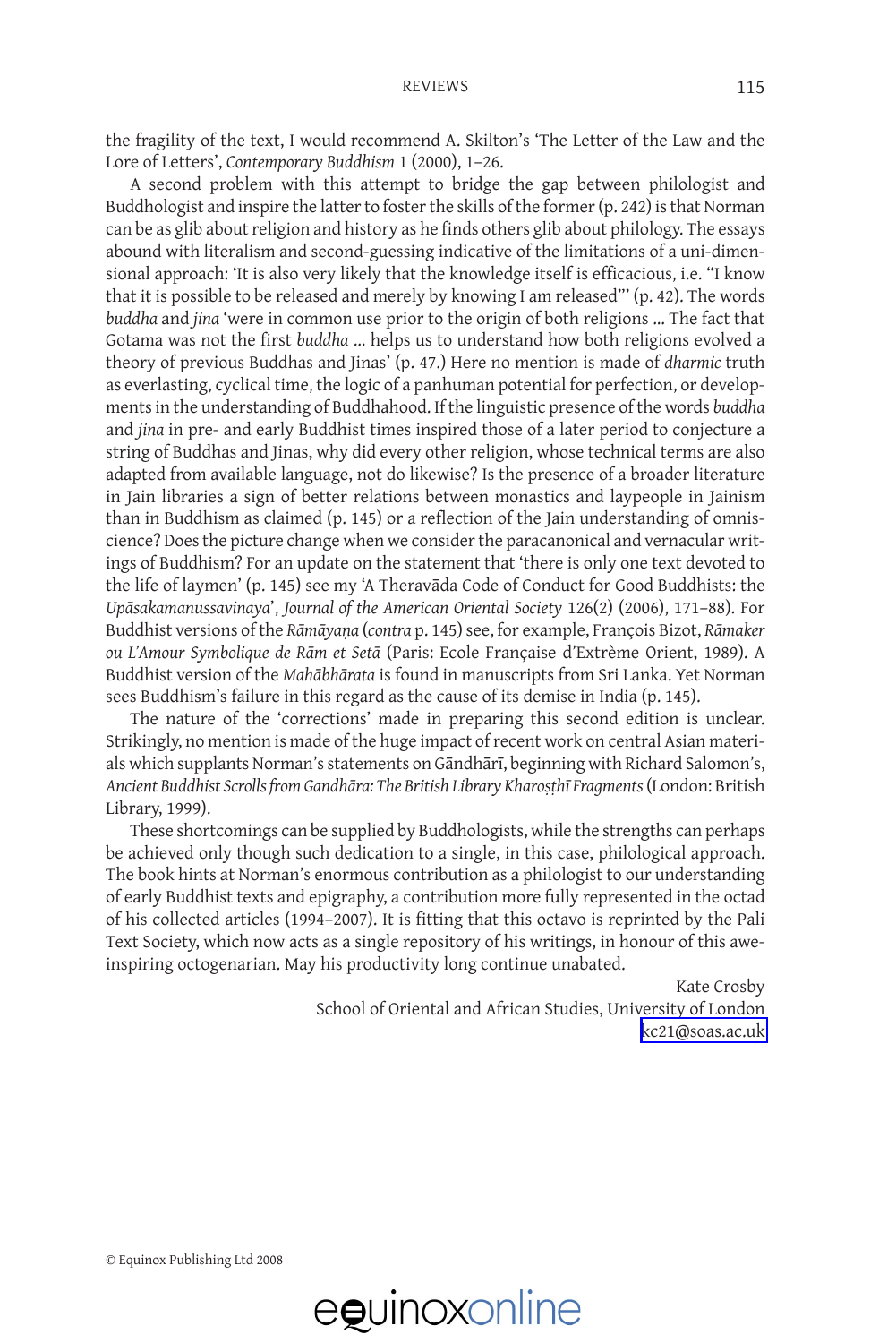the fragility of the text, I would recommend A. Skilton's 'The Letter of the Law and the Lore of Letters', *Contemporary Buddhism* 1 (2000), 1–26.

A second problem with this attempt to bridge the gap between philologist and Buddhologist and inspire the latter to foster the skills of the former (p. 242) is that Norman can be as glib about religion and history as he finds others glib about philology. The essays abound with literalism and second-guessing indicative of the limitations of a uni-dimensional approach: 'It is also very likely that the knowledge itself is efficacious, i.e. "I know that it is possible to be released and merely by knowing I am released"' (p. 42). The words *buddha* and *jina* 'were in common use prior to the origin of both religions ... The fact that Gotama was not the first *buddha* ... helps us to understand how both religions evolved a theory of previous Buddhas and Jinas' (p. 47.) Here no mention is made of *dharmic* truth as everlasting, cyclical time, the logic of a panhuman potential for perfection, or developments in the understanding of Buddhahood. If the linguistic presence of the words *buddha* and *jina* in pre- and early Buddhist times inspired those of a later period to conjecture a string of Buddhas and Jinas, why did every other religion, whose technical terms are also adapted from available language, not do likewise? Is the presence of a broader literature in Jain libraries a sign of better relations between monastics and laypeople in Jainism than in Buddhism as claimed (p. 145) or a reflection of the Jain understanding of omniscience? Does the picture change when we consider the paracanonical and vernacular writings of Buddhism? For an update on the statement that 'there is only one text devoted to the life of laymen' (p. 145) see my 'A Theravāda Code of Conduct for Good Buddhists: the *Upāsakamanussavinaya*', *Journal of the American Oriental Society* 126(2) (2006), 171–88). For Buddhist versions of the *Rāmāyaṇa* (*contra* p. 145) see, for example, François Bizot, *Rāmaker ou L'Amour Symbolique de Rām et Setā* (Paris: Ecole Française d'Extrème Orient, 1989). A Buddhist version of the *Mahābhārata* is found in manuscripts from Sri Lanka. Yet Norman sees Buddhism's failure in this regard as the cause of its demise in India (p. 145).

The nature of the 'corrections' made in preparing this second edition is unclear. Strikingly, no mention is made of the huge impact of recent work on central Asian materials which supplants Norman's statements on Gāndhārī, beginning with Richard Salomon's, *Ancient Buddhist Scrolls from Gandhāra: The British Library Kharoṣṭhī Fragments* (London: British Library, 1999).

These shortcomings can be supplied by Buddhologists, while the strengths can perhaps be achieved only though such dedication to a single, in this case, philological approach. The book hints at Norman's enormous contribution as a philologist to our understanding of early Buddhist texts and epigraphy, a contribution more fully represented in the octad of his collected articles (1994–2007). It is fitting that this octavo is reprinted by the Pali Text Society, which now acts as a single repository of his writings, in honour of this awe-inspiring octogenarian. May his productivity long continue unabated.

Kate Crosby
School of Oriental and African Studies, University of London
kc21@soas.ac.uk

© Equinox Publishing Ltd 2008